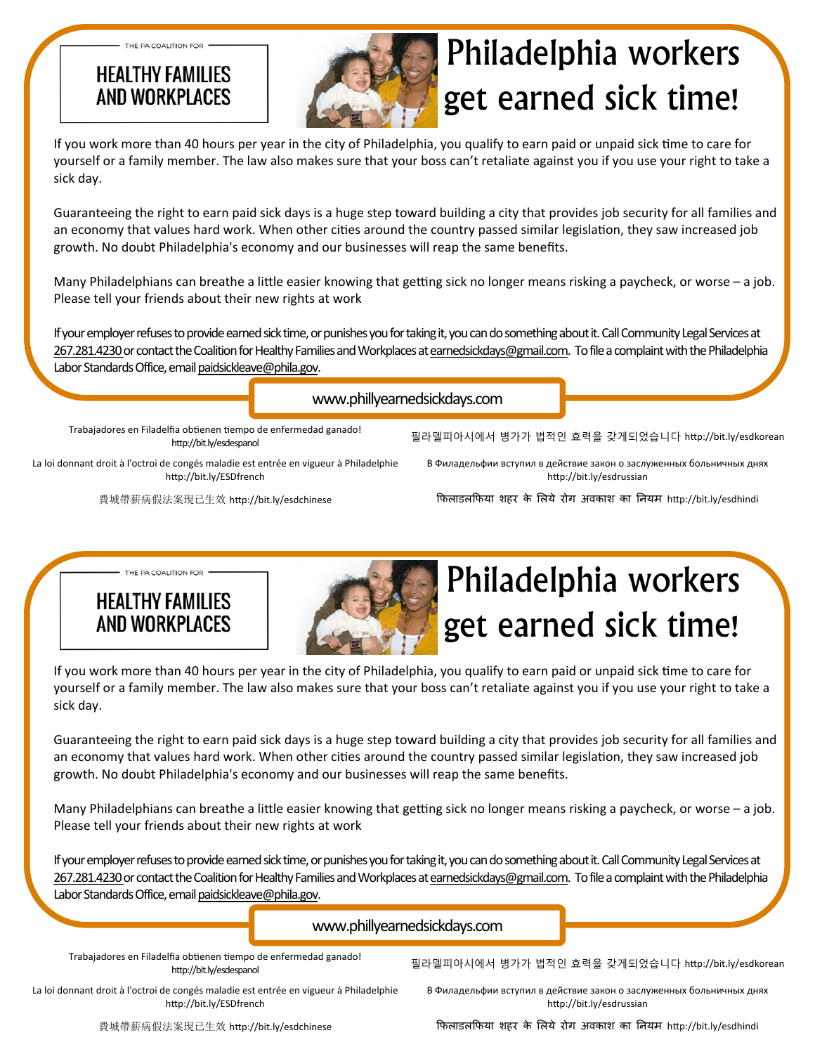THE PA COALITION FOR

**HEALTHY FAMILIES AND WORKPLACES**

# Philadelphia workers get earned sick time!

If you work more than 40 hours per year in the city of Philadelphia, you qualify to earn paid or unpaid sick time to care for yourself or a family member. The law also makes sure that your boss can't retaliate against you if you use your right to take a sick day.

Guaranteeing the right to earn paid sick days is a huge step toward building a city that provides job security for all families and an economy that values hard work. When other cities around the country passed similar legislation, they saw increased job growth. No doubt Philadelphia's economy and our businesses will reap the same benefits.

Many Philadelphians can breathe a little easier knowing that getting sick no longer means risking a paycheck, or worse – a job. Please tell your friends about their new rights at work

If your employer refuses to provide earned sick time, or punishes you for taking it, you can do something about it. Call Community Legal Services at 267.281.4230 or contact the Coalition for Healthy Families and Workplaces at earnedsickdays@gmail.com. To file a complaint with the Philadelphia Labor Standards Office, email paidsickleave@phila.gov.

www.phillyearnedsickdays.com

Trabajadores en Filadelfia obtienen tiempo de enfermedad ganado! http://bit.ly/esdespanol

필라델피아시에서 병가가 법적인 효력을 갖게되었습니다 http://bit.ly/esdkorean

La loi donnant droit à l'octroi de congés maladie est entrée en vigueur à Philadelphie http://bit.ly/ESDfrench

В Филадельфии вступил в действие закон о заслуженных больничных днях http://bit.ly/esdrussian

費城帶薪病假法案現已生效 http://bit.ly/esdchinese

फिलाडलफिया शहर के लिये रोग अवकाश का नियम http://bit.ly/esdhindi

---

THE PA COALITION FOR

**HEALTHY FAMILIES AND WORKPLACES**

# Philadelphia workers get earned sick time!

If you work more than 40 hours per year in the city of Philadelphia, you qualify to earn paid or unpaid sick time to care for yourself or a family member. The law also makes sure that your boss can't retaliate against you if you use your right to take a sick day.

Guaranteeing the right to earn paid sick days is a huge step toward building a city that provides job security for all families and an economy that values hard work. When other cities around the country passed similar legislation, they saw increased job growth. No doubt Philadelphia's economy and our businesses will reap the same benefits.

Many Philadelphians can breathe a little easier knowing that getting sick no longer means risking a paycheck, or worse – a job. Please tell your friends about their new rights at work

If your employer refuses to provide earned sick time, or punishes you for taking it, you can do something about it. Call Community Legal Services at 267.281.4230 or contact the Coalition for Healthy Families and Workplaces at earnedsickdays@gmail.com. To file a complaint with the Philadelphia Labor Standards Office, email paidsickleave@phila.gov.

www.phillyearnedsickdays.com

Trabajadores en Filadelfia obtienen tiempo de enfermedad ganado! http://bit.ly/esdespanol

필라델피아시에서 병가가 법적인 효력을 갖게되었습니다 http://bit.ly/esdkorean

La loi donnant droit à l'octroi de congés maladie est entrée en vigueur à Philadelphie http://bit.ly/ESDfrench

В Филадельфии вступил в действие закон о заслуженных больничных днях http://bit.ly/esdrussian

費城帶薪病假法案現已生效 http://bit.ly/esdchinese

फिलाडलफिया शहर के लिये रोग अवकाश का नियम http://bit.ly/esdhindi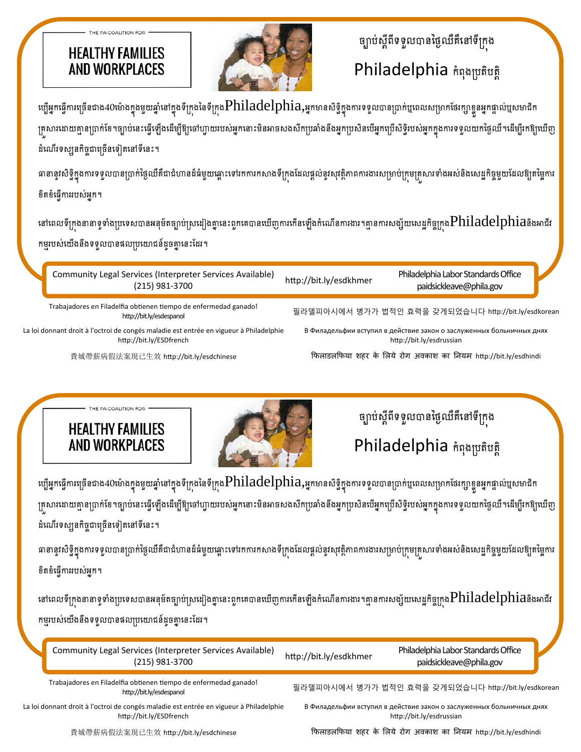THE PA COALITION FOR

**HEALTHY FAMILIES AND WORKPLACES**

# ច្បាប់ស្តីពីទទួលបានថ្ងៃឈឺគឺនៅទីក្រុង Philadelphia កំពុងប្រតិបត្តិ

ប្រើអ្នកធ្វើការច្រើនជាង40ម៉ោងក្នុងមួយឆ្នាំនៅក្នុងទីក្រុងនៃទីក្រុងPhiladelphia,អ្នកមានសិទ្ធិក្នុងការទទួលបានប្រាក់ឬពេលសម្រាកថែរក្សាខ្លួនអ្នកផ្ទាល់ឬសមាជិកគ្រួសារដោយគ្មានប្រាក់ខែ។ច្បាប់នេះធ្វើឡើងដើម្បីឱ្យថៅហ្វាយរបស់អ្នកនោះមិនអាចសងសឹកប្រឆាំងនឹងអ្នកប្រសិនបើអ្នកប្រើសិទ្ធិរបស់អ្នកក្នុងការទទួលយកថ្ងៃឈឺ។ដើម្បីរកឱ្យឃើញដំណើរទស្សនកិច្ចជាច្រើនទៀតនៅទីនេះ។

ធានានូវសិទ្ធិក្នុងការទទួលបានប្រាក់ថ្ងៃឈឺគឺជាជំហានដ៏ធំមួយឆ្ពោះទៅរកការកសាងទីក្រុងដែលផ្តល់នូវសុវត្ថិភាពការងារសម្រាប់ក្រុមគ្រួសារទាំងអស់និងសេដ្ឋកិច្ចមួយដែលឱ្យតម្លៃការខិតខំធ្វើការរបស់អ្នក។

នៅពេលទីក្រុងនានាទូទាំងប្រទេសបានអនុម័តច្បាប់ស្រដៀងគ្នានេះពួកគេបានឃើញការកើនឡើងកំណើនការងារ។គ្មានការសង្ស័យសេដ្ឋកិច្ចក្រុងPhiladelphiaនិងអាជីវកម្មរបស់យើងនឹងទទួលបានផលប្រយោជន៍ដូចគ្នានេះដែរ។

Community Legal Services (Interpreter Services Available)
(215) 981-3700

http://bit.ly/esdkhmer

Philadelphia Labor Standards Office
paidsickleave@phila.gov

Trabajadores en Filadelfia obtienen tiempo de enfermedad ganado!
http://bit.ly/esdespanol

필라델피아시에서 병가가 법적인 효력을 갖게되었습니다 http://bit.ly/esdkorean

La loi donnant droit à l'octroi de congés maladie est entrée en vigueur à Philadelphie
http://bit.ly/ESDfrench

В Филадельфии вступил в действие закон о заслуженных больничных днях
http://bit.ly/esdrussian

費城帶薪病假法案現已生效 http://bit.ly/esdchinese

फिलाडलफिया शहर के लिये रोग अवकाश का नियम http://bit.ly/esdhindi

---

THE PA COALITION FOR

**HEALTHY FAMILIES AND WORKPLACES**

# ច្បាប់ស្តីពីទទួលបានថ្ងៃឈឺគឺនៅទីក្រុង Philadelphia កំពុងប្រតិបត្តិ

ប្រើអ្នកធ្វើការច្រើនជាង40ម៉ោងក្នុងមួយឆ្នាំនៅក្នុងទីក្រុងនៃទីក្រុងPhiladelphia,អ្នកមានសិទ្ធិក្នុងការទទួលបានប្រាក់ឬពេលសម្រាកថែរក្សាខ្លួនអ្នកផ្ទាល់ឬសមាជិកគ្រួសារដោយគ្មានប្រាក់ខែ។ច្បាប់នេះធ្វើឡើងដើម្បីឱ្យថៅហ្វាយរបស់អ្នកនោះមិនអាចសងសឹកប្រឆាំងនឹងអ្នកប្រសិនបើអ្នកប្រើសិទ្ធិរបស់អ្នកក្នុងការទទួលយកថ្ងៃឈឺ។ដើម្បីរកឱ្យឃើញដំណើរទស្សនកិច្ចជាច្រើនទៀតនៅទីនេះ។

ធានានូវសិទ្ធិក្នុងការទទួលបានប្រាក់ថ្ងៃឈឺគឺជាជំហានដ៏ធំមួយឆ្ពោះទៅរកការកសាងទីក្រុងដែលផ្តល់នូវសុវត្ថិភាពការងារសម្រាប់ក្រុមគ្រួសារទាំងអស់និងសេដ្ឋកិច្ចមួយដែលឱ្យតម្លៃការខិតខំធ្វើការរបស់អ្នក។

នៅពេលទីក្រុងនានាទូទាំងប្រទេសបានអនុម័តច្បាប់ស្រដៀងគ្នានេះពួកគេបានឃើញការកើនឡើងកំណើនការងារ។គ្មានការសង្ស័យសេដ្ឋកិច្ចក្រុងPhiladelphiaនិងអាជីវកម្មរបស់យើងនឹងទទួលបានផលប្រយោជន៍ដូចគ្នានេះដែរ។

Community Legal Services (Interpreter Services Available)
(215) 981-3700

http://bit.ly/esdkhmer

Philadelphia Labor Standards Office
paidsickleave@phila.gov

Trabajadores en Filadelfia obtienen tiempo de enfermedad ganado!
http://bit.ly/esdespanol

필라델피아시에서 병가가 법적인 효력을 갖게되었습니다 http://bit.ly/esdkorean

La loi donnant droit à l'octroi de congés maladie est entrée en vigueur à Philadelphie
http://bit.ly/ESDfrench

В Филадельфии вступил в действие закон о заслуженных больничных днях
http://bit.ly/esdrussian

費城帶薪病假法案現已生效 http://bit.ly/esdchinese

फिलाडलफिया शहर के लिये रोग अवकाश का नियम http://bit.ly/esdhindi